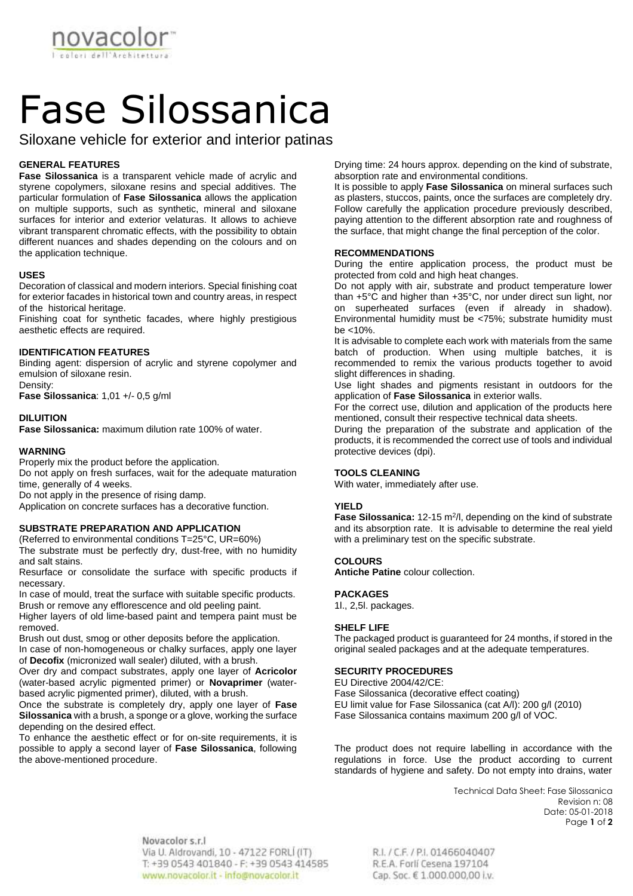novacolor™
I colori dell'Architettura

# Fase Silossanica

Siloxane vehicle for exterior and interior patinas

### GENERAL FEATURES

**Fase Silossanica** is a transparent vehicle made of acrylic and styrene copolymers, siloxane resins and special additives. The particular formulation of **Fase Silossanica** allows the application on multiple supports, such as synthetic, mineral and siloxane surfaces for interior and exterior velaturas. It allows to achieve vibrant transparent chromatic effects, with the possibility to obtain different nuances and shades depending on the colours and on the application technique.

### USES

Decoration of classical and modern interiors. Special finishing coat for exterior facades in historical town and country areas, in respect of the historical heritage.

Finishing coat for synthetic facades, where highly prestigious aesthetic effects are required.

### IDENTIFICATION FEATURES

Binding agent: dispersion of acrylic and styrene copolymer and emulsion of siloxane resin.

Density:

**Fase Silossanica**: 1,01 +/- 0,5 g/ml

### DILUITION

**Fase Silossanica:** maximum dilution rate 100% of water.

### WARNING

Properly mix the product before the application.

Do not apply on fresh surfaces, wait for the adequate maturation time, generally of 4 weeks.

Do not apply in the presence of rising damp.

Application on concrete surfaces has a decorative function.

### SUBSTRATE PREPARATION AND APPLICATION

(Referred to environmental conditions T=25°C, UR=60%)

The substrate must be perfectly dry, dust-free, with no humidity and salt stains.

Resurface or consolidate the surface with specific products if necessary.

In case of mould, treat the surface with suitable specific products.

Brush or remove any efflorescence and old peeling paint.

Higher layers of old lime-based paint and tempera paint must be removed.

Brush out dust, smog or other deposits before the application.

In case of non-homogeneous or chalky surfaces, apply one layer of **Decofix** (micronized wall sealer) diluted, with a brush.

Over dry and compact substrates, apply one layer of **Acricolor** (water-based acrylic pigmented primer) or **Novaprimer** (water-based acrylic pigmented primer), diluted, with a brush.

Once the substrate is completely dry, apply one layer of **Fase Silossanica** with a brush, a sponge or a glove, working the surface depending on the desired effect.

To enhance the aesthetic effect or for on-site requirements, it is possible to apply a second layer of **Fase Silossanica**, following the above-mentioned procedure.

Drying time: 24 hours approx. depending on the kind of substrate, absorption rate and environmental conditions.

It is possible to apply **Fase Silossanica** on mineral surfaces such as plasters, stuccos, paints, once the surfaces are completely dry. Follow carefully the application procedure previously described, paying attention to the different absorption rate and roughness of the surface, that might change the final perception of the color.

### RECOMMENDATIONS

During the entire application process, the product must be protected from cold and high heat changes.

Do not apply with air, substrate and product temperature lower than +5°C and higher than +35°C, nor under direct sun light, nor on superheated surfaces (even if already in shadow). Environmental humidity must be <75%; substrate humidity must be <10%.

It is advisable to complete each work with materials from the same batch of production. When using multiple batches, it is recommended to remix the various products together to avoid slight differences in shading.

Use light shades and pigments resistant in outdoors for the application of **Fase Silossanica** in exterior walls.

For the correct use, dilution and application of the products here mentioned, consult their respective technical data sheets.

During the preparation of the substrate and application of the products, it is recommended the correct use of tools and individual protective devices (dpi).

### TOOLS CLEANING

With water, immediately after use.

### YIELD

**Fase Silossanica:** 12-15 m²/l, depending on the kind of substrate and its absorption rate. It is advisable to determine the real yield with a preliminary test on the specific substrate.

### COLOURS

**Antiche Patine** colour collection.

### PACKAGES

1l., 2,5l. packages.

### SHELF LIFE

The packaged product is guaranteed for 24 months, if stored in the original sealed packages and at the adequate temperatures.

### SECURITY PROCEDURES

EU Directive 2004/42/CE:

Fase Silossanica (decorative effect coating)

EU limit value for Fase Silossanica (cat A/l): 200 g/l (2010)

Fase Silossanica contains maximum 200 g/l of VOC.

The product does not require labelling in accordance with the regulations in force. Use the product according to current standards of hygiene and safety. Do not empty into drains, water

Technical Data Sheet: Fase Silossanica
Revision n: 08
Date: 05-01-2018

Novacolor s.r.l
Via U. Aldrovandi, 10 - 47122 FORLÍ (IT)
T: +39 0543 401840 - F: +39 0543 414585
www.novacolor.it - info@novacolor.it

R.I. / C.F. / P.I. 01466040407
R.E.A. Forlì Cesena 197104
Cap. Soc. € 1.000.000,00 i.v.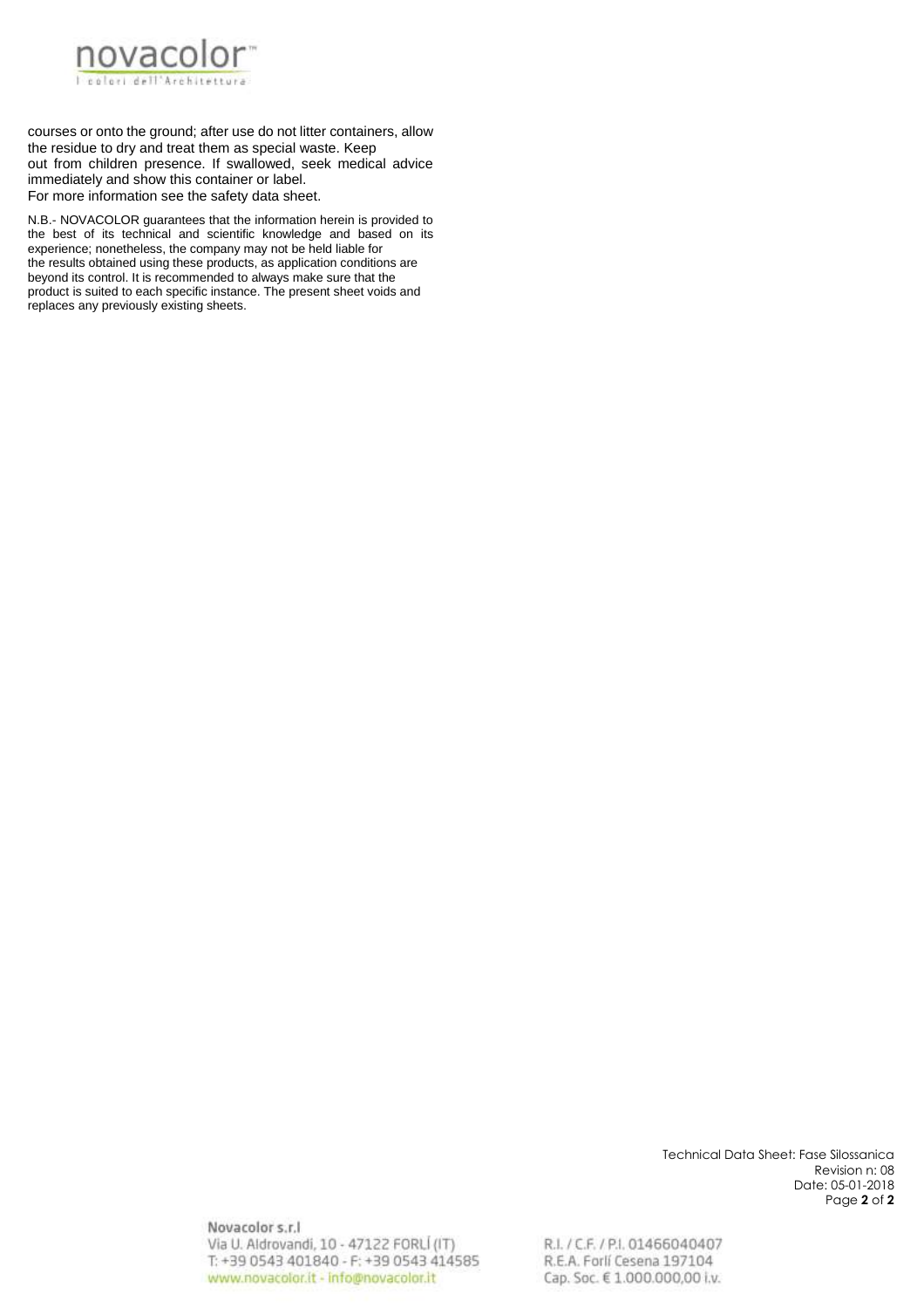courses or onto the ground; after use do not litter containers, allow the residue to dry and treat them as special waste. Keep out from children presence. If swallowed, seek medical advice immediately and show this container or label.
For more information see the safety data sheet.

N.B.- NOVACOLOR guarantees that the information herein is provided to the best of its technical and scientific knowledge and based on its experience; nonetheless, the company may not be held liable for the results obtained using these products, as application conditions are beyond its control. It is recommended to always make sure that the product is suited to each specific instance. The present sheet voids and replaces any previously existing sheets.